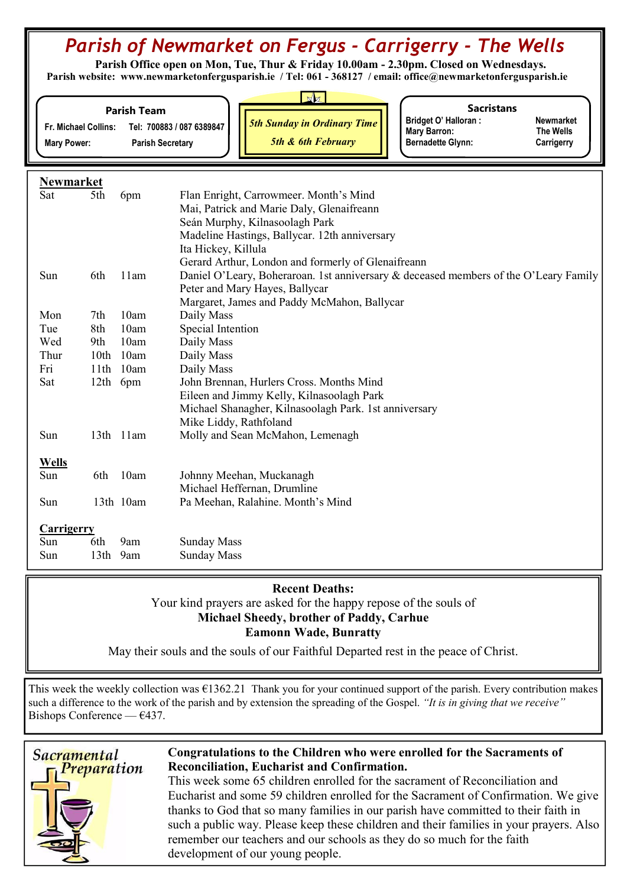# Parish of Newmarket on Fergus - Carrigerry - The Wells

**Parish Office open on Mon, Tue, Thur & Friday 10.00am - 2.30pm. Closed on Wednesdays.**
**Parish website: www.newmarketonfergusparish.ie / Tel: 061 - 368127 / email: office@newmarketonfergusparish.ie**

**Parish Team**

| | |
|---|---|
| Fr. Michael Collins: | Tel: 700883 / 087 6389847 |
| Mary Power: | Parish Secretary |

*5th Sunday in Ordinary Time*
*5th & 6th February*

**Sacristans**

| | |
|---|---|
| Bridget O' Halloran : | Newmarket |
| Mary Barron: | The Wells |
| Bernadette Glynn: | Carrigerry |

**Newmarket**

| | | | |
|---|---|---|---|
| Sat | 5th | 6pm | Flan Enright, Carrowmeer. Month's Mind |
| | | | Mai, Patrick and Marie Daly, Glenaifreann |
| | | | Seán Murphy, Kilnasoolagh Park |
| | | | Madeline Hastings, Ballycar. 12th anniversary |
| | | | Ita Hickey, Killula |
| | | | Gerard Arthur, London and formerly of Glenaifreann |
| Sun | 6th | 11am | Daniel O'Leary, Boheraroan. 1st anniversary & deceased members of the O'Leary Family |
| | | | Peter and Mary Hayes, Ballycar |
| | | | Margaret, James and Paddy McMahon, Ballycar |
| Mon | 7th | 10am | Daily Mass |
| Tue | 8th | 10am | Special Intention |
| Wed | 9th | 10am | Daily Mass |
| Thur | 10th | 10am | Daily Mass |
| Fri | 11th | 10am | Daily Mass |
| Sat | 12th | 6pm | John Brennan, Hurlers Cross. Months Mind |
| | | | Eileen and Jimmy Kelly, Kilnasoolagh Park |
| | | | Michael Shanagher, Kilnasoolagh Park. 1st anniversary |
| | | | Mike Liddy, Rathfoland |
| Sun | 13th | 11am | Molly and Sean McMahon, Lemenagh |

**Wells**

| | | | |
|---|---|---|---|
| Sun | 6th | 10am | Johnny Meehan, Muckanagh |
| | | | Michael Heffernan, Drumline |
| Sun | 13th | 10am | Pa Meehan, Ralahine. Month's Mind |

**Carrigerry**

| | | | |
|---|---|---|---|
| Sun | 6th | 9am | Sunday Mass |
| Sun | 13th | 9am | Sunday Mass |

**Recent Deaths:**

Your kind prayers are asked for the happy repose of the souls of

**Michael Sheedy, brother of Paddy, Carhue**
**Eamonn Wade, Bunratty**

May their souls and the souls of our Faithful Departed rest in the peace of Christ.

This week the weekly collection was €1362.21 Thank you for your continued support of the parish. Every contribution makes such a difference to the work of the parish and by extension the spreading of the Gospel. *"It is in giving that we receive"* Bishops Conference — €437.

*Sacramental Preparation*

**Congratulations to the Children who were enrolled for the Sacraments of Reconciliation, Eucharist and Confirmation.**

This week some 65 children enrolled for the sacrament of Reconciliation and Eucharist and some 59 children enrolled for the Sacrament of Confirmation. We give thanks to God that so many families in our parish have committed to their faith in such a public way. Please keep these children and their families in your prayers. Also remember our teachers and our schools as they do so much for the faith development of our young people.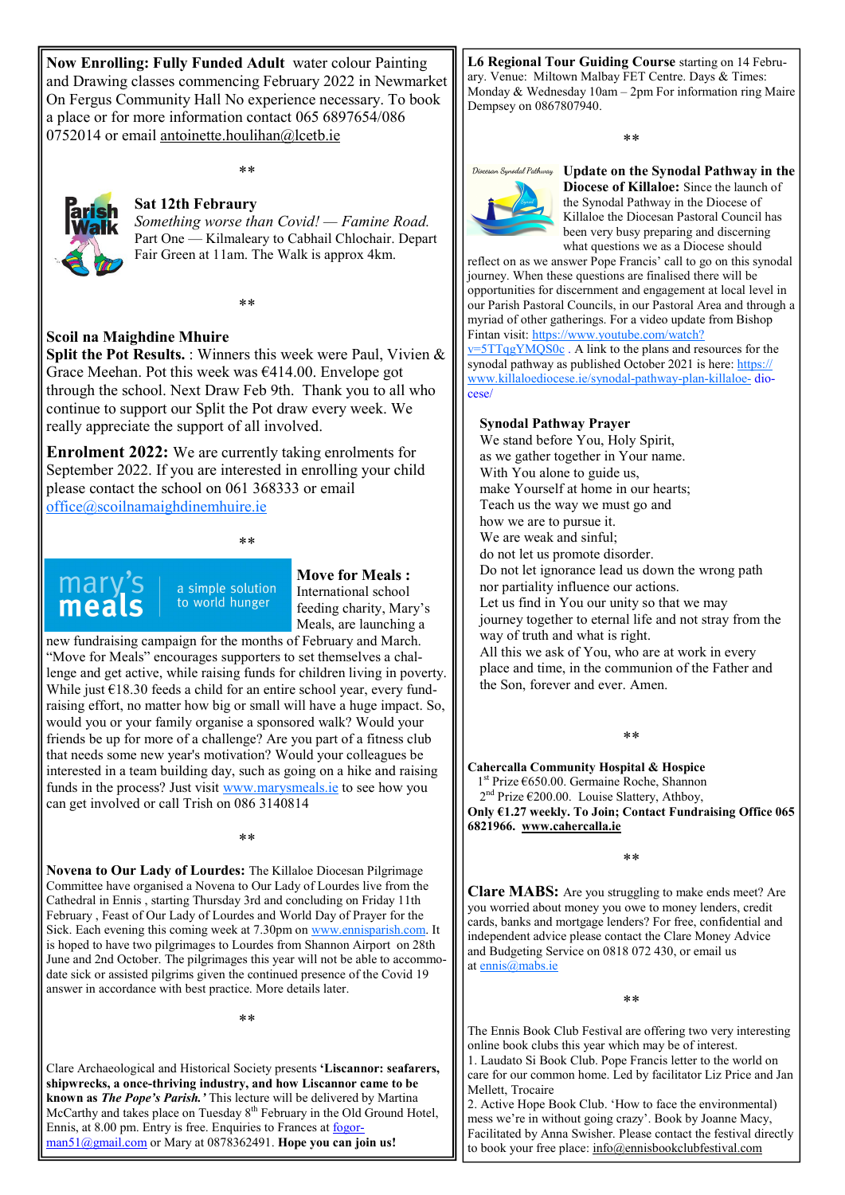**Now Enrolling: Fully Funded Adult** water colour Painting and Drawing classes commencing February 2022 in Newmarket On Fergus Community Hall No experience necessary. To book a place or for more information contact 065 6897654/086 0752014 or email antoinette.houlihan@lcetb.ie

**

**Sat 12th Febraury**
*Something worse than Covid! — Famine Road.*
Part One — Kilmaleary to Cabhail Chlochair. Depart Fair Green at 11am. The Walk is approx 4km.

**

**Scoil na Maighdine Mhuire**
**Split the Pot Results.** : Winners this week were Paul, Vivien & Grace Meehan. Pot this week was €414.00. Envelope got through the school. Next Draw Feb 9th. Thank you to all who continue to support our Split the Pot draw every week. We really appreciate the support of all involved.

**Enrolment 2022:** We are currently taking enrolments for September 2022. If you are interested in enrolling your child please contact the school on 061 368333 or email office@scoilnamaighdinemhuire.ie

**

mary's meals — a simple solution to world hunger

**Move for Meals :** International school feeding charity, Mary's Meals, are launching a new fundraising campaign for the months of February and March. "Move for Meals" encourages supporters to set themselves a challenge and get active, while raising funds for children living in poverty. While just €18.30 feeds a child for an entire school year, every fundraising effort, no matter how big or small will have a huge impact. So, would you or your family organise a sponsored walk? Would your friends be up for more of a challenge? Are you part of a fitness club that needs some new year's motivation? Would your colleagues be interested in a team building day, such as going on a hike and raising funds in the process? Just visit www.marysmeals.ie to see how you can get involved or call Trish on 086 3140814

**

**Novena to Our Lady of Lourdes:** The Killaloe Diocesan Pilgrimage Committee have organised a Novena to Our Lady of Lourdes live from the Cathedral in Ennis , starting Thursday 3rd and concluding on Friday 11th February , Feast of Our Lady of Lourdes and World Day of Prayer for the Sick. Each evening this coming week at 7.30pm on www.ennisparish.com. It is hoped to have two pilgrimages to Lourdes from Shannon Airport on 28th June and 2nd October. The pilgrimages this year will not be able to accommodate sick or assisted pilgrims given the continued presence of the Covid 19 answer in accordance with best practice. More details later.

**

Clare Archaeological and Historical Society presents **'Liscannor: seafarers, shipwrecks, a once-thriving industry, and how Liscannor came to be known as *The Pope's Parish.'*** This lecture will be delivered by Martina McCarthy and takes place on Tuesday 8th February in the Old Ground Hotel, Ennis, at 8.00 pm. Entry is free. Enquiries to Frances at fogorman51@gmail.com or Mary at 0878362491. **Hope you can join us!**

**L6 Regional Tour Guiding Course** starting on 14 February. Venue: Miltown Malbay FET Centre. Days & Times: Monday & Wednesday 10am – 2pm For information ring Maire Dempsey on 0867807940.

**

**Update on the Synodal Pathway in the Diocese of Killaloe:** Since the launch of the Synodal Pathway in the Diocese of Killaloe the Diocesan Pastoral Council has been very busy preparing and discerning what questions we as a Diocese should reflect on as we answer Pope Francis' call to go on this synodal journey. When these questions are finalised there will be opportunities for discernment and engagement at local level in our Parish Pastoral Councils, in our Pastoral Area and through a myriad of other gatherings. For a video update from Bishop Fintan visit: https://www.youtube.com/watch?v=5TTqgYMQS0c . A link to the plans and resources for the synodal pathway as published October 2021 is here: https://www.killaloediocese.ie/synodal-pathway-plan-killaloe-diocese/

**Synodal Pathway Prayer**
We stand before You, Holy Spirit,
as we gather together in Your name.
With You alone to guide us,
make Yourself at home in our hearts;
Teach us the way we must go and
how we are to pursue it.
We are weak and sinful;
do not let us promote disorder.
Do not let ignorance lead us down the wrong path
nor partiality influence our actions.
Let us find in You our unity so that we may
journey together to eternal life and not stray from the
way of truth and what is right.
All this we ask of You, who are at work in every
place and time, in the communion of the Father and
the Son, forever and ever. Amen.

**

**Cahercalla Community Hospital & Hospice**
1st Prize €650.00. Germaine Roche, Shannon
2nd Prize €200.00. Louise Slattery, Athboy,
**Only €1.27 weekly. To Join; Contact Fundraising Office 065 6821966. www.cahercalla.ie**

**

**Clare MABS:** Are you struggling to make ends meet? Are you worried about money you owe to money lenders, credit cards, banks and mortgage lenders? For free, confidential and independent advice please contact the Clare Money Advice and Budgeting Service on 0818 072 430, or email us at ennis@mabs.ie

**

The Ennis Book Club Festival are offering two very interesting online book clubs this year which may be of interest.
1. Laudato Si Book Club. Pope Francis letter to the world on care for our common home. Led by facilitator Liz Price and Jan Mellett, Trocaire
2. Active Hope Book Club. 'How to face the environmental) mess we're in without going crazy'. Book by Joanne Macy, Facilitated by Anna Swisher. Please contact the festival directly to book your free place: info@ennisbookclubfestival.com